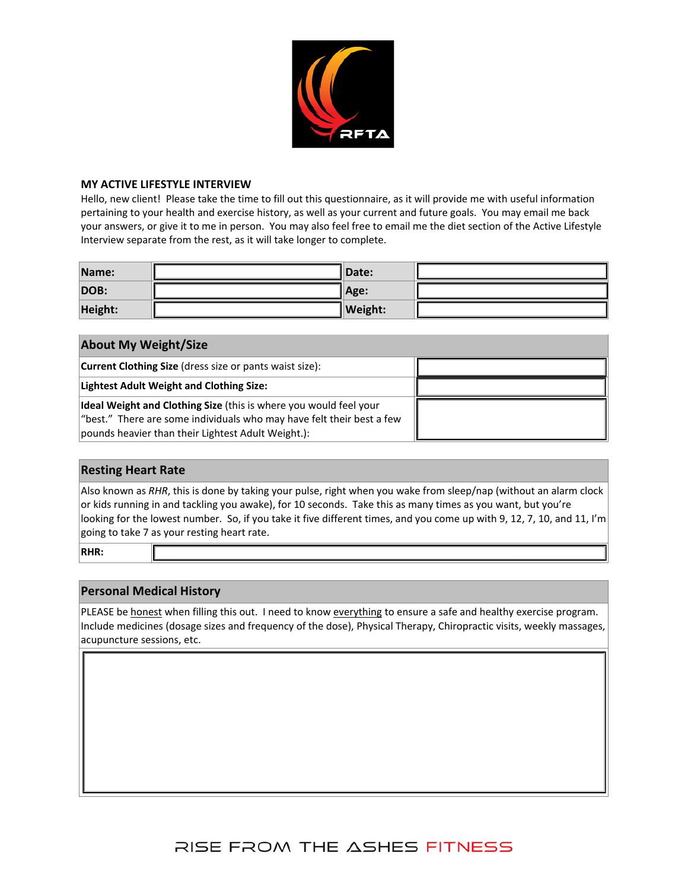## MY ACTIVE LIFESTYLE INTERVIEW

Hello, new client! Please take the time to fill out this questionnaire, as it will provide me with useful information pertaining to your health and exercise history, as well as your current and future goals. You may email me back your answers, or give it to me in person. You may also feel free to email me the diet section of the Active Lifestyle Interview separate from the rest, as it will take longer to complete.

| | | | |
|---|---|---|---|
| **Name:** | | **Date:** | |
| **DOB:** | | **Age:** | |
| **Height:** | | **Weight:** | |

| **About My Weight/Size** | |
|---|---|
| **Current Clothing Size** (dress size or pants waist size): | |
| **Lightest Adult Weight and Clothing Size:** | |
| **Ideal Weight and Clothing Size** (this is where you would feel your "best." There are some individuals who may have felt their best a few pounds heavier than their Lightest Adult Weight.): | |

### Resting Heart Rate

Also known as *RHR*, this is done by taking your pulse, right when you wake from sleep/nap (without an alarm clock or kids running in and tackling you awake), for 10 seconds. Take this as many times as you want, but you're looking for the lowest number. So, if you take it five different times, and you come up with 9, 12, 7, 10, and 11, I'm going to take 7 as your resting heart rate.

| | |
|---|---|
| **RHR:** | |

### Personal Medical History

PLEASE be honest when filling this out. I need to know everything to ensure a safe and healthy exercise program. Include medicines (dosage sizes and frequency of the dose), Physical Therapy, Chiropractic visits, weekly massages, acupuncture sessions, etc.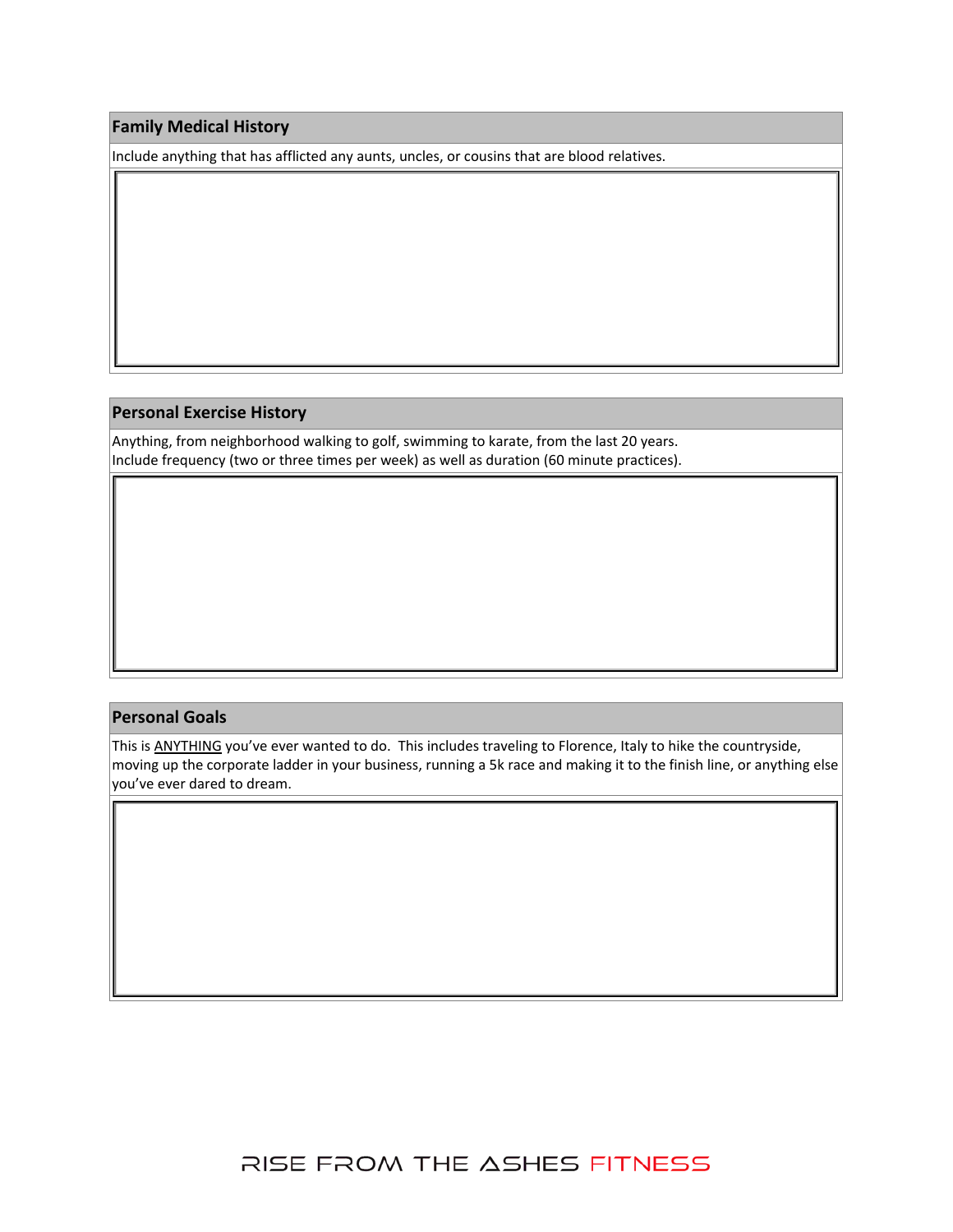## Family Medical History

Include anything that has afflicted any aunts, uncles, or cousins that are blood relatives.

## Personal Exercise History

Anything, from neighborhood walking to golf, swimming to karate, from the last 20 years.
Include frequency (two or three times per week) as well as duration (60 minute practices).

## Personal Goals

This is ANYTHING you've ever wanted to do. This includes traveling to Florence, Italy to hike the countryside, moving up the corporate ladder in your business, running a 5k race and making it to the finish line, or anything else you've ever dared to dream.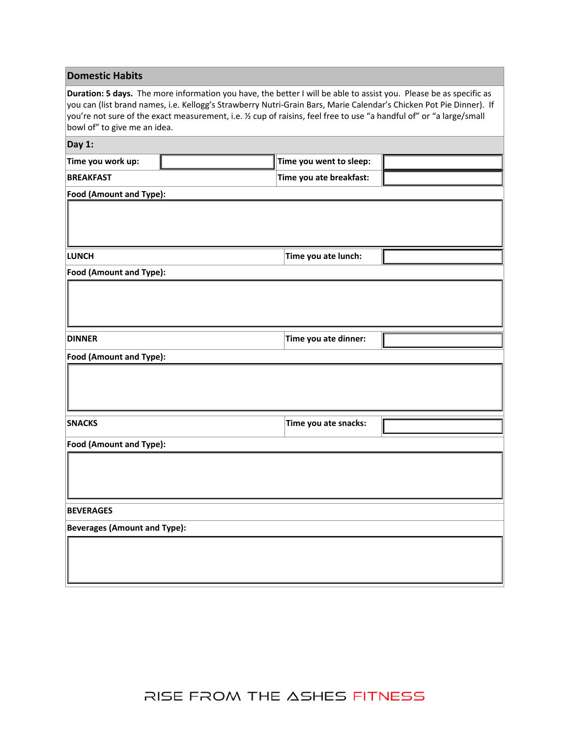## Domestic Habits

**Duration: 5 days.** The more information you have, the better I will be able to assist you. Please be as specific as you can (list brand names, i.e. Kellogg's Strawberry Nutri-Grain Bars, Marie Calendar's Chicken Pot Pie Dinner). If you're not sure of the exact measurement, i.e. ½ cup of raisins, feel free to use "a handful of" or "a large/small bowl of" to give me an idea.

### Day 1:

| **Time you work up:** | | **Time you went to sleep:** | |
|---|---|---|---|
| **BREAKFAST** | | **Time you ate breakfast:** | |

**Food (Amount and Type):**

&nbsp;

| **LUNCH** | **Time you ate lunch:** | |
|---|---|---|

**Food (Amount and Type):**

&nbsp;

| **DINNER** | **Time you ate dinner:** | |
|---|---|---|

**Food (Amount and Type):**

&nbsp;

| **SNACKS** | **Time you ate snacks:** | |
|---|---|---|

**Food (Amount and Type):**

&nbsp;

**BEVERAGES**

**Beverages (Amount and Type):**

&nbsp;

RISE FROM THE ASHES FITNESS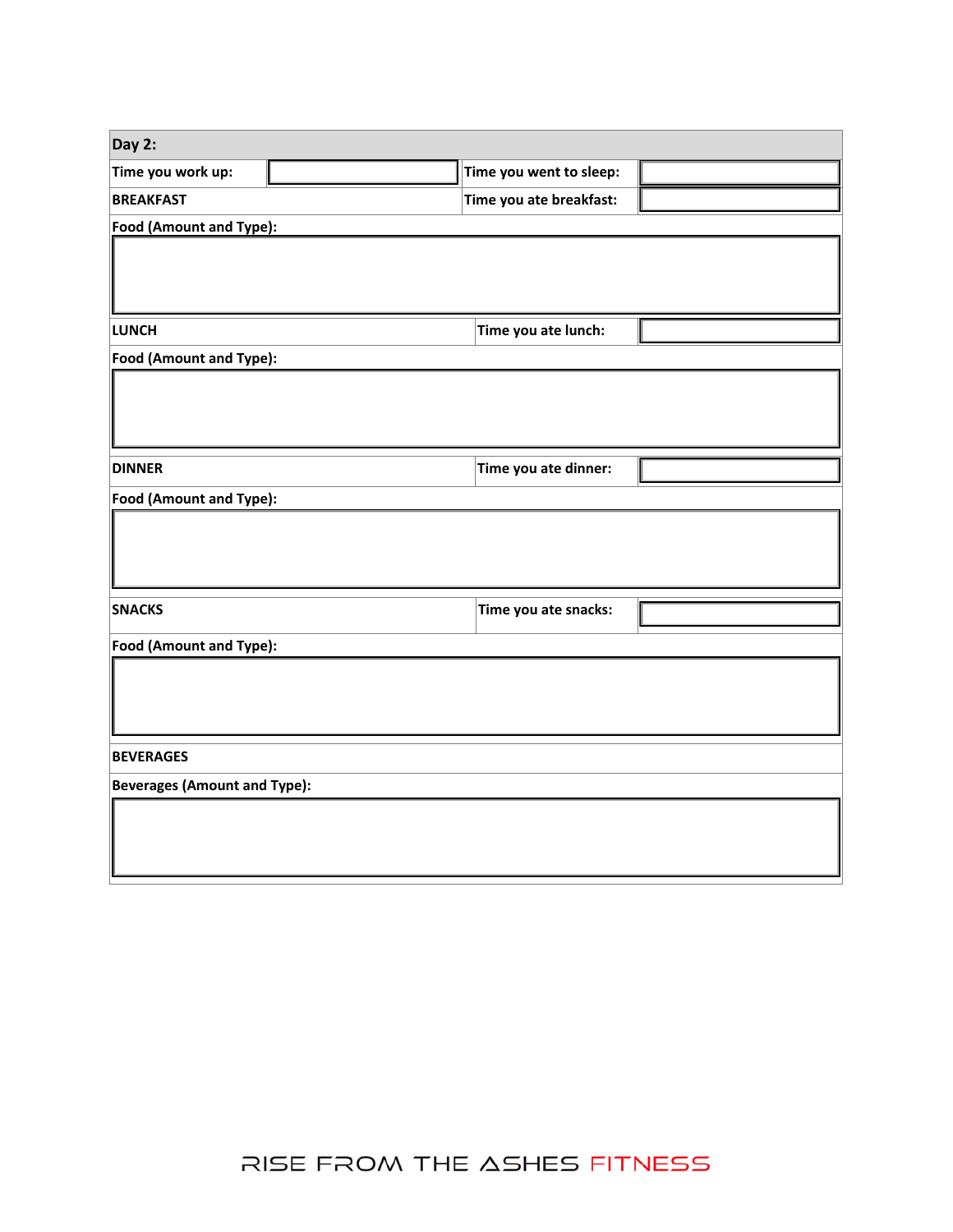| Day 2: | | | |
|---|---|---|---|
| Time you work up: | | Time you went to sleep: | |
| BREAKFAST | | Time you ate breakfast: | |
| Food (Amount and Type): | | | |
| | | | |
| LUNCH | | Time you ate lunch: | |
| Food (Amount and Type): | | | |
| | | | |
| DINNER | | Time you ate dinner: | |
| Food (Amount and Type): | | | |
| | | | |
| SNACKS | | Time you ate snacks: | |
| Food (Amount and Type): | | | |
| | | | |
| BEVERAGES | | | |
| Beverages (Amount and Type): | | | |
| | | | |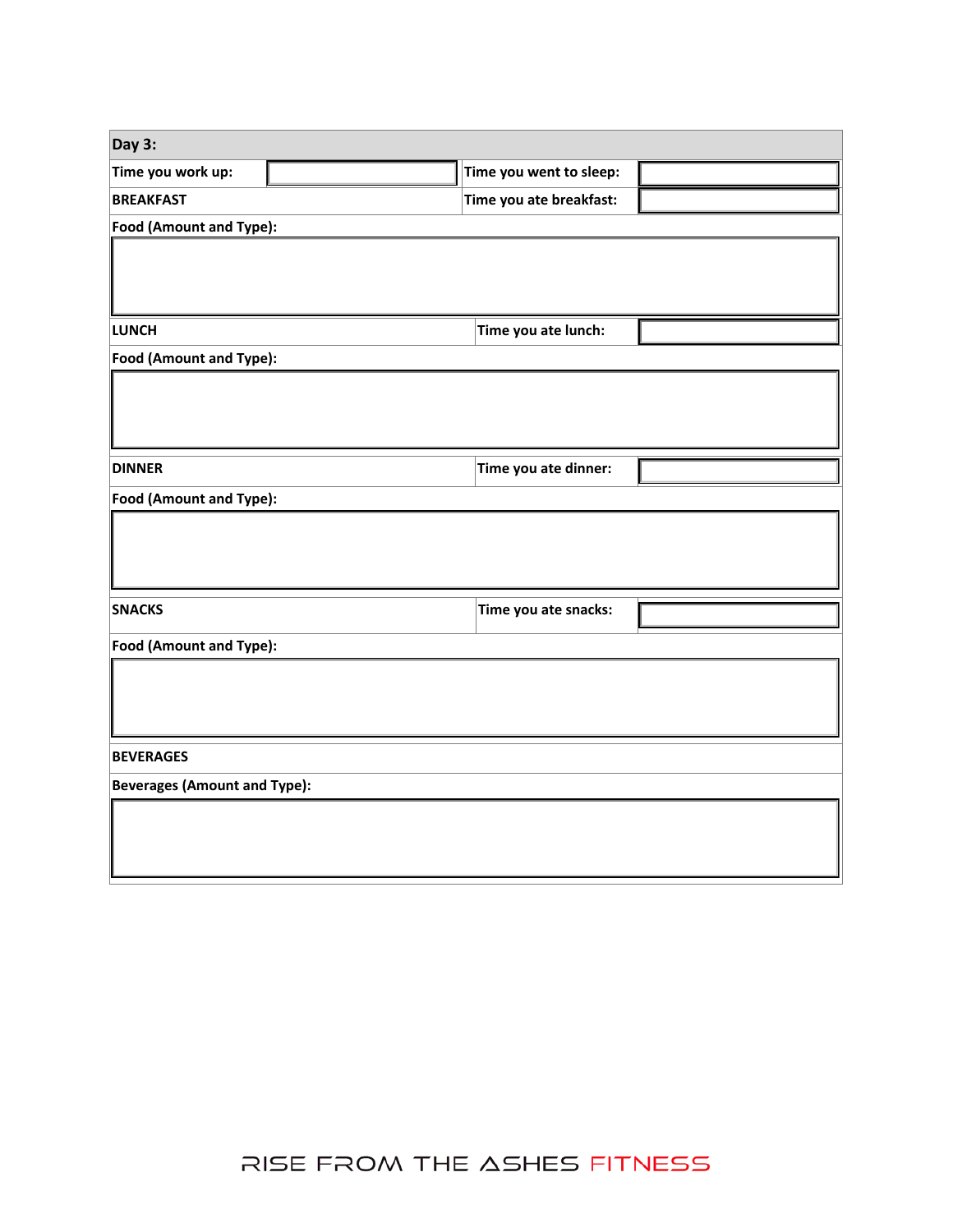| Day 3: | | | |
|---|---|---|---|
| Time you work up: | | Time you went to sleep: | |
| BREAKFAST | | Time you ate breakfast: | |
| Food (Amount and Type): | | | |
| | | | |
| LUNCH | | Time you ate lunch: | |
| Food (Amount and Type): | | | |
| | | | |
| DINNER | | Time you ate dinner: | |
| Food (Amount and Type): | | | |
| | | | |
| SNACKS | | Time you ate snacks: | |
| Food (Amount and Type): | | | |
| | | | |
| BEVERAGES | | | |
| Beverages (Amount and Type): | | | |
| | | | |

RISE FROM THE ASHES FITNESS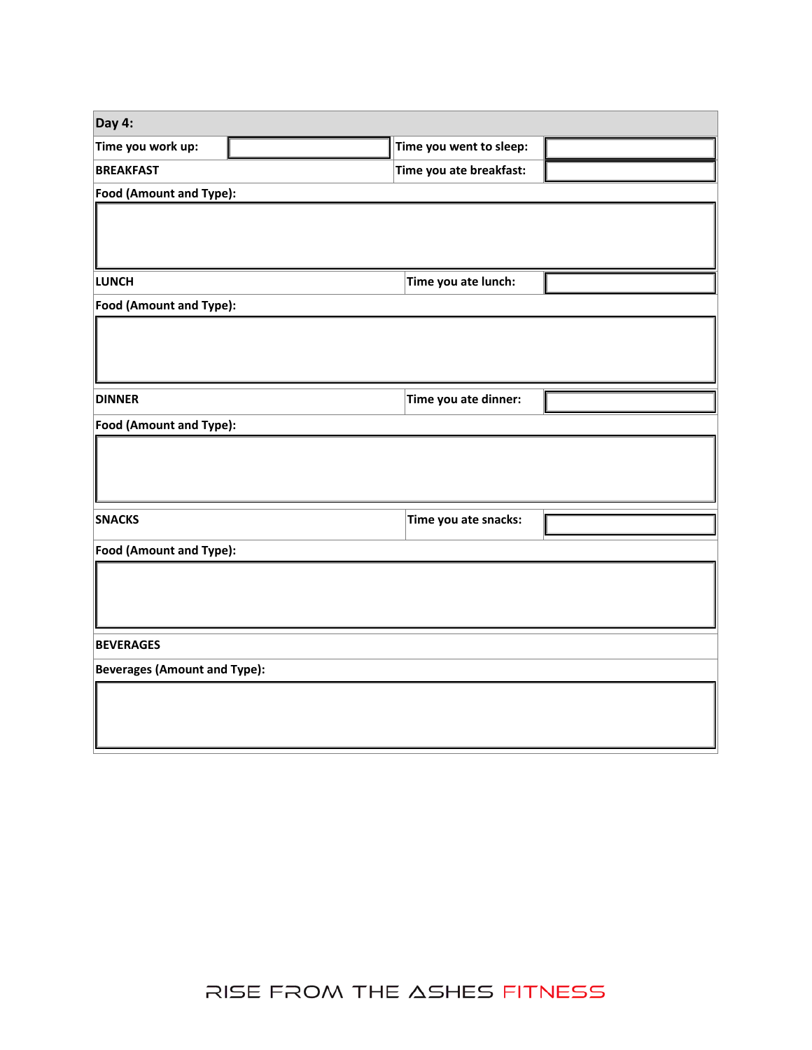| Day 4: | | | |
|---|---|---|---|
| Time you work up: | | Time you went to sleep: | |
| BREAKFAST | | Time you ate breakfast: | |
| Food (Amount and Type): | | | |
| | | | |
| LUNCH | | Time you ate lunch: | |
| Food (Amount and Type): | | | |
| | | | |
| DINNER | | Time you ate dinner: | |
| Food (Amount and Type): | | | |
| | | | |
| SNACKS | | Time you ate snacks: | |
| Food (Amount and Type): | | | |
| | | | |
| BEVERAGES | | | |
| Beverages (Amount and Type): | | | |
| | | | |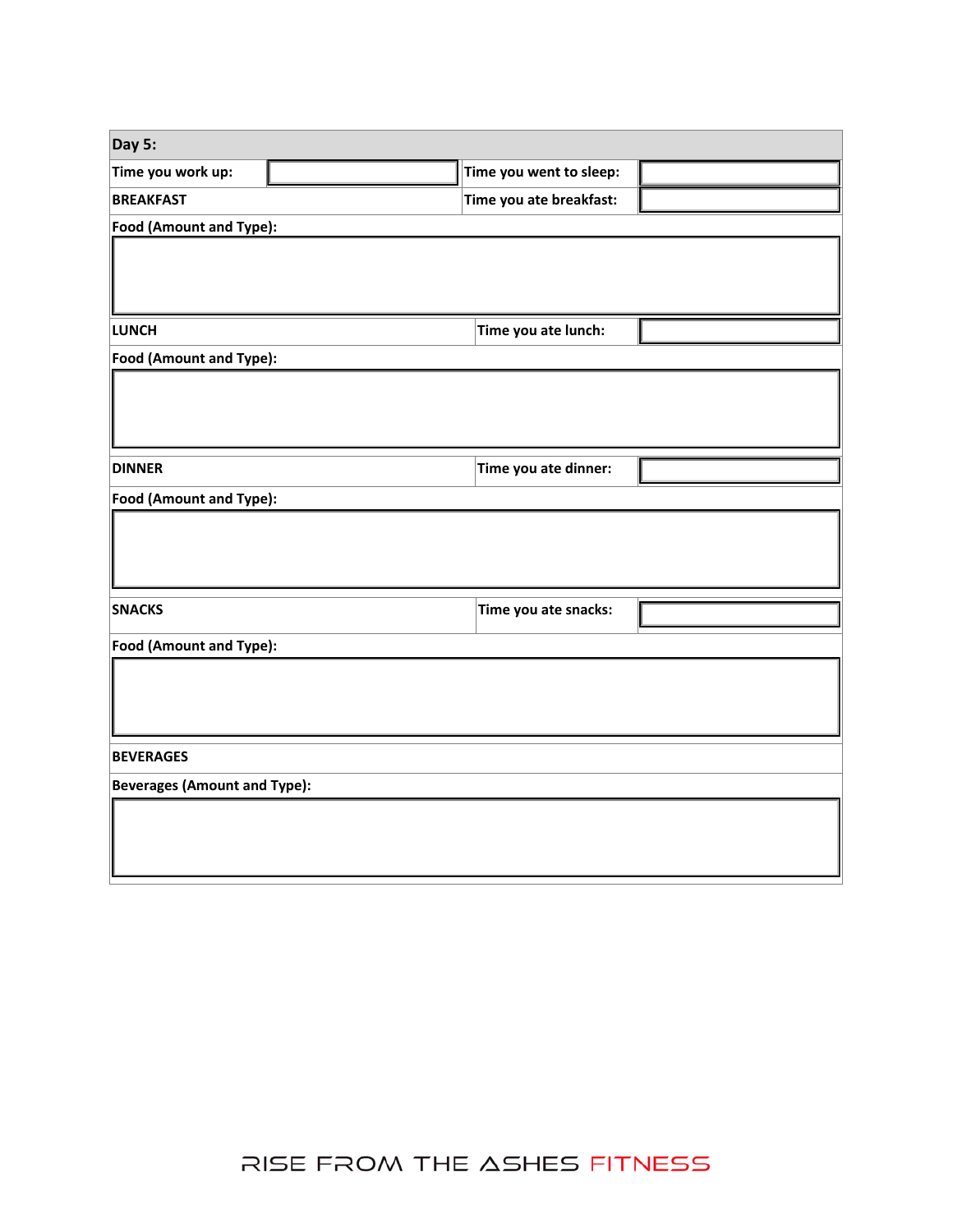| **Day 5:** | | | |
|---|---|---|---|
| **Time you work up:** | | **Time you went to sleep:** | |
| **BREAKFAST** | | **Time you ate breakfast:** | |
| **Food (Amount and Type):** | | | |
| | | | |
| **LUNCH** | | **Time you ate lunch:** | |
| **Food (Amount and Type):** | | | |
| | | | |
| **DINNER** | | **Time you ate dinner:** | |
| **Food (Amount and Type):** | | | |
| | | | |
| **SNACKS** | | **Time you ate snacks:** | |
| **Food (Amount and Type):** | | | |
| | | | |
| **BEVERAGES** | | | |
| **Beverages (Amount and Type):** | | | |
| | | | |

RISE FROM THE ASHES FITNESS